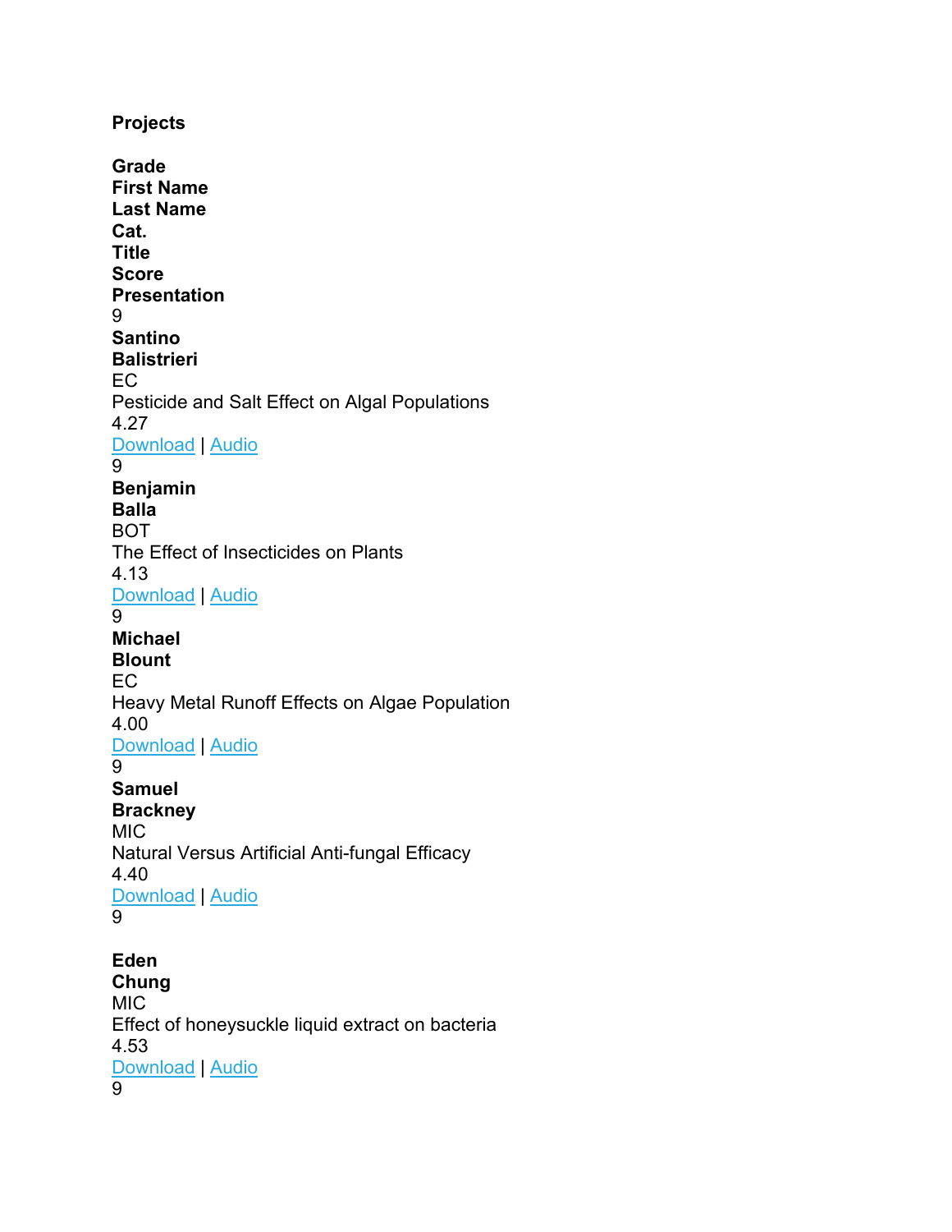**Projects**

| Grade | First Name | Last Name | Cat. | Title | Score | Presentation |
|---|---|---|---|---|---|---|
| 9 | **Santino** | **Balistrieri** | EC | Pesticide and Salt Effect on Algal Populations | 4.27 | Download \| Audio |
| 9 | **Benjamin** | **Balla** | BOT | The Effect of Insecticides on Plants | 4.13 | Download \| Audio |
| 9 | **Michael** | **Blount** | EC | Heavy Metal Runoff Effects on Algae Population | 4.00 | Download \| Audio |
| 9 | **Samuel** | **Brackney** | MIC | Natural Versus Artificial Anti-fungal Efficacy | 4.40 | Download \| Audio |
| 9 | **Eden** | **Chung** | MIC | Effect of honeysuckle liquid extract on bacteria | 4.53 | Download \| Audio |
| 9 | | | | | | |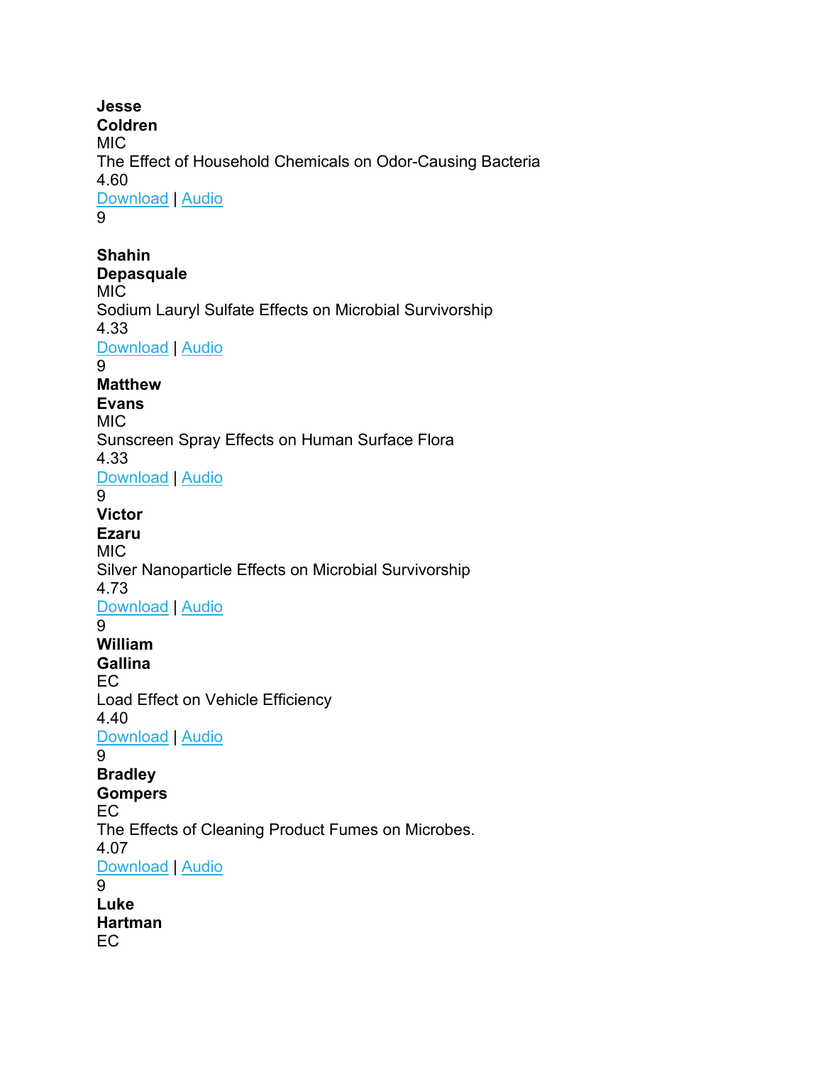**Jesse**
**Coldren**
MIC
The Effect of Household Chemicals on Odor-Causing Bacteria
4.60
Download | Audio
9

**Shahin**
**Depasquale**
MIC
Sodium Lauryl Sulfate Effects on Microbial Survivorship
4.33
Download | Audio
9

**Matthew**
**Evans**
MIC
Sunscreen Spray Effects on Human Surface Flora
4.33
Download | Audio
9

**Victor**
**Ezaru**
MIC
Silver Nanoparticle Effects on Microbial Survivorship
4.73
Download | Audio
9

**William**
**Gallina**
EC
Load Effect on Vehicle Efficiency
4.40
Download | Audio
9

**Bradley**
**Gompers**
EC
The Effects of Cleaning Product Fumes on Microbes.
4.07
Download | Audio
9

**Luke**
**Hartman**
EC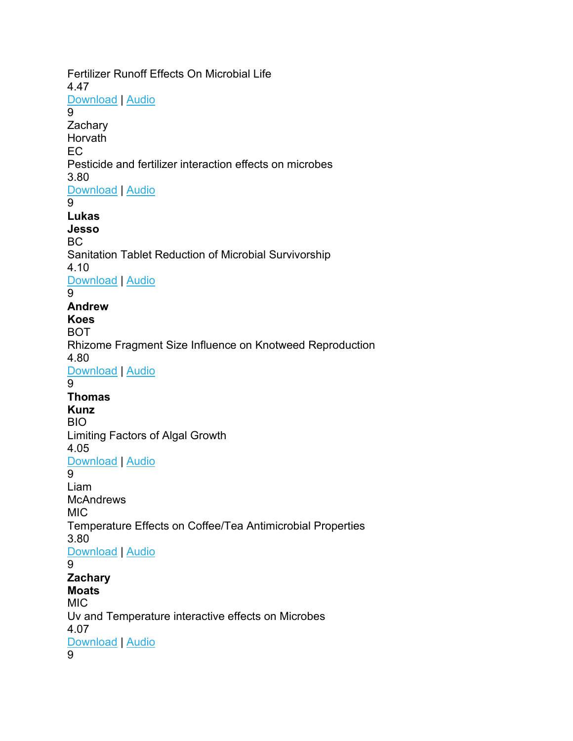Fertilizer Runoff Effects On Microbial Life
4.47
Download | Audio
9
Zachary
Horvath
EC
Pesticide and fertilizer interaction effects on microbes
3.80
Download | Audio
9
**Lukas**
**Jesso**
BC
Sanitation Tablet Reduction of Microbial Survivorship
4.10
Download | Audio
9
**Andrew**
**Koes**
BOT
Rhizome Fragment Size Influence on Knotweed Reproduction
4.80
Download | Audio
9
**Thomas**
**Kunz**
BIO
Limiting Factors of Algal Growth
4.05
Download | Audio
9
Liam
McAndrews
MIC
Temperature Effects on Coffee/Tea Antimicrobial Properties
3.80
Download | Audio
9
**Zachary**
**Moats**
MIC
Uv and Temperature interactive effects on Microbes
4.07
Download | Audio
9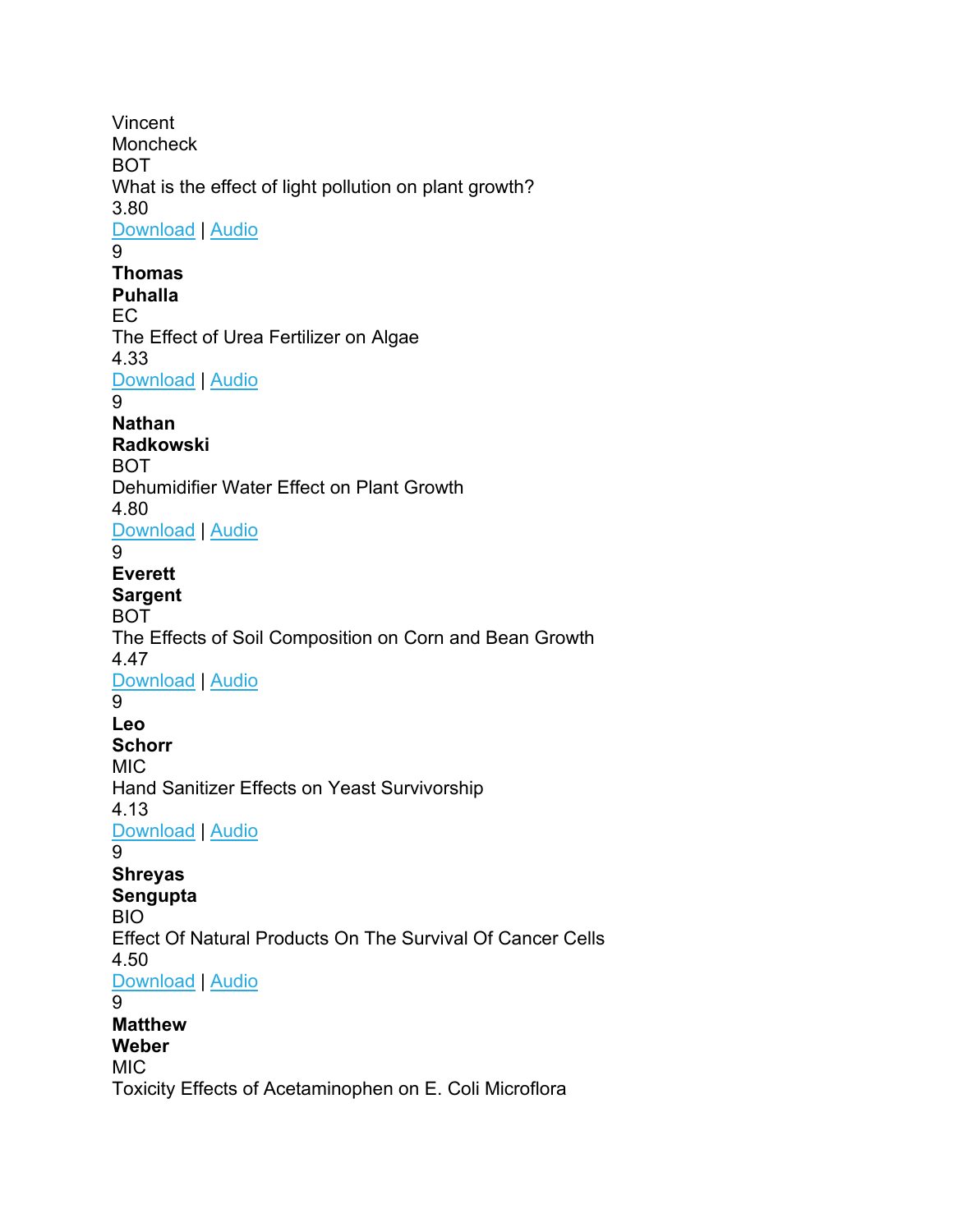Vincent
Moncheck
BOT
What is the effect of light pollution on plant growth?
3.80
Download | Audio
9
**Thomas**
**Puhalla**
EC
The Effect of Urea Fertilizer on Algae
4.33
Download | Audio
9
**Nathan**
**Radkowski**
BOT
Dehumidifier Water Effect on Plant Growth
4.80
Download | Audio
9
**Everett**
**Sargent**
BOT
The Effects of Soil Composition on Corn and Bean Growth
4.47
Download | Audio
9
**Leo**
**Schorr**
MIC
Hand Sanitizer Effects on Yeast Survivorship
4.13
Download | Audio
9
**Shreyas**
**Sengupta**
BIO
Effect Of Natural Products On The Survival Of Cancer Cells
4.50
Download | Audio
9
**Matthew**
**Weber**
MIC
Toxicity Effects of Acetaminophen on E. Coli Microflora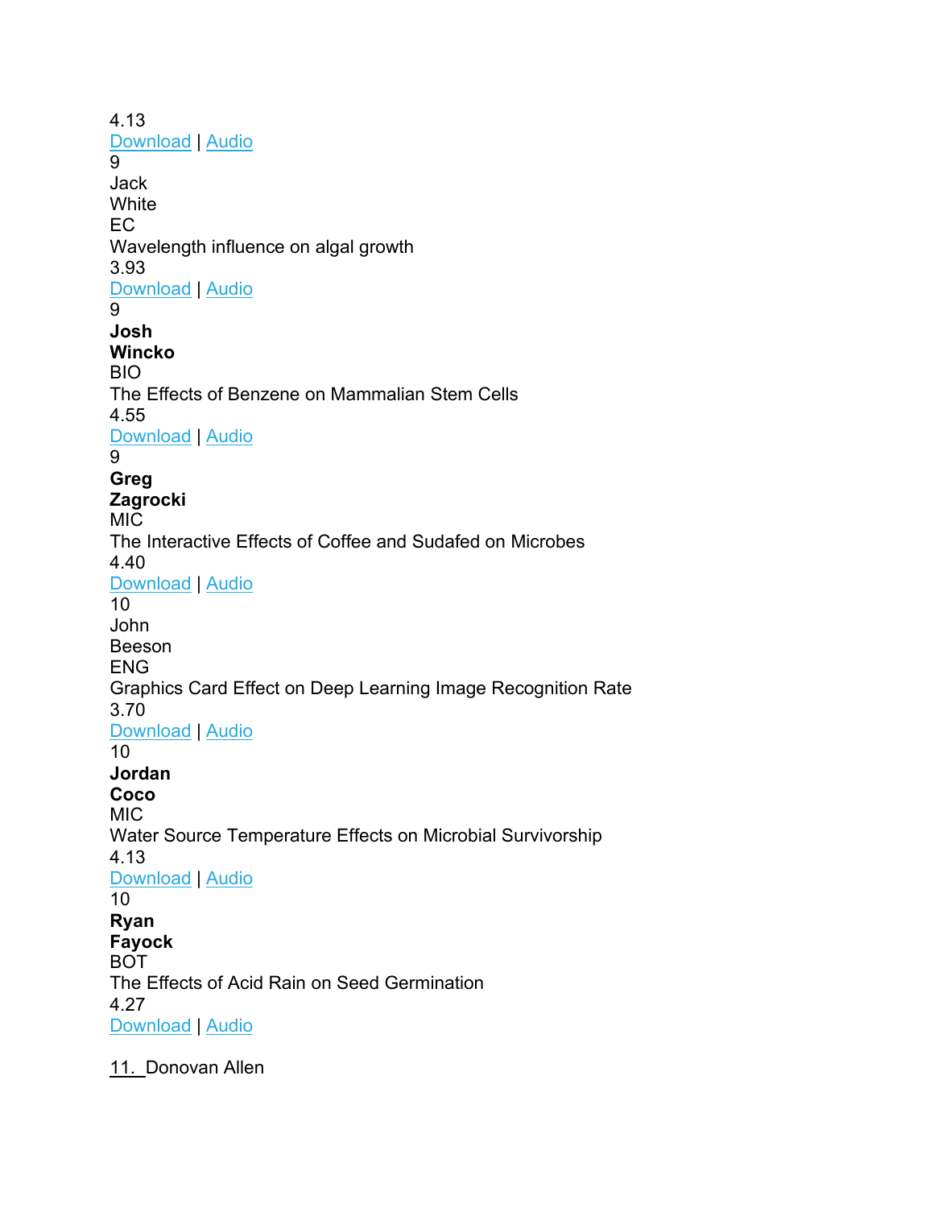4.13
Download | Audio
9
Jack
White
EC
Wavelength influence on algal growth
3.93
Download | Audio
9
**Josh**
**Wincko**
BIO
The Effects of Benzene on Mammalian Stem Cells
4.55
Download | Audio
9
**Greg**
**Zagrocki**
MIC
The Interactive Effects of Coffee and Sudafed on Microbes
4.40
Download | Audio
10
John
Beeson
ENG
Graphics Card Effect on Deep Learning Image Recognition Rate
3.70
Download | Audio
10
**Jordan**
**Coco**
MIC
Water Source Temperature Effects on Microbial Survivorship
4.13
Download | Audio
10
**Ryan**
**Fayock**
BOT
The Effects of Acid Rain on Seed Germination
4.27
Download | Audio

11. Donovan Allen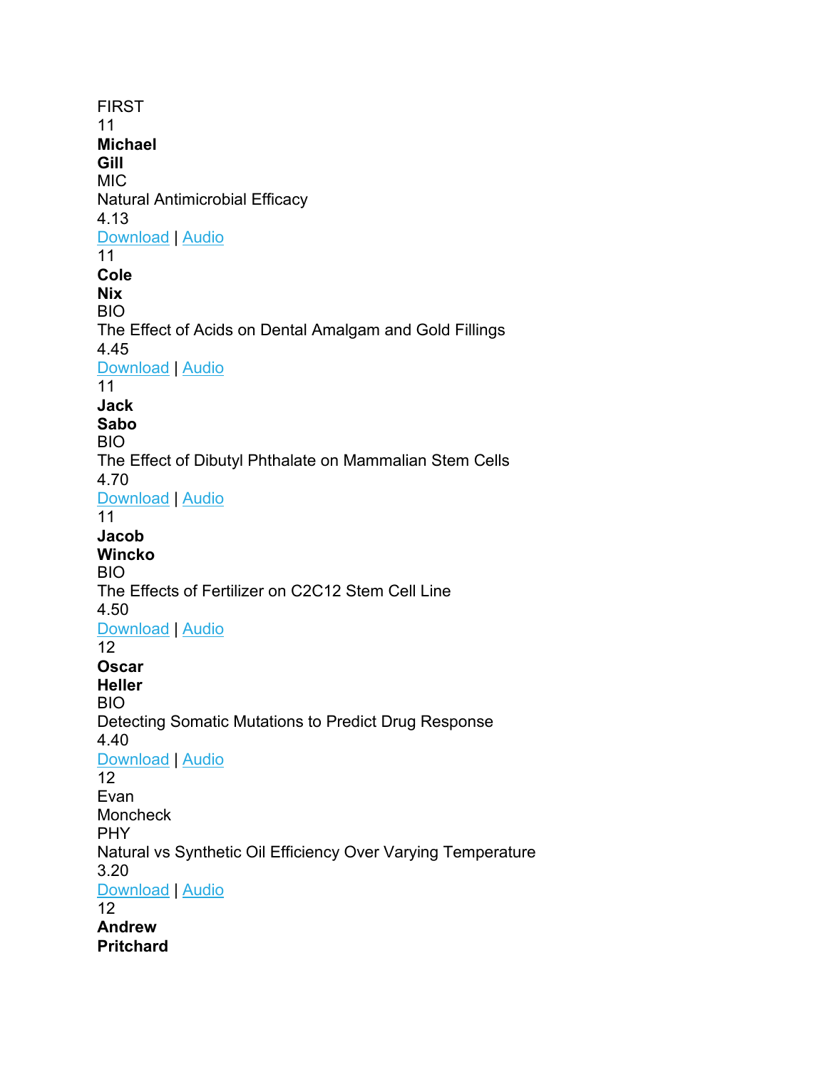FIRST
11
**Michael**
**Gill**
MIC
Natural Antimicrobial Efficacy
4.13
Download | Audio
11
**Cole**
**Nix**
BIO
The Effect of Acids on Dental Amalgam and Gold Fillings
4.45
Download | Audio
11
**Jack**
**Sabo**
BIO
The Effect of Dibutyl Phthalate on Mammalian Stem Cells
4.70
Download | Audio
11
**Jacob**
**Wincko**
BIO
The Effects of Fertilizer on C2C12 Stem Cell Line
4.50
Download | Audio
12
**Oscar**
**Heller**
BIO
Detecting Somatic Mutations to Predict Drug Response
4.40
Download | Audio
12
Evan
Moncheck
PHY
Natural vs Synthetic Oil Efficiency Over Varying Temperature
3.20
Download | Audio
12
**Andrew**
**Pritchard**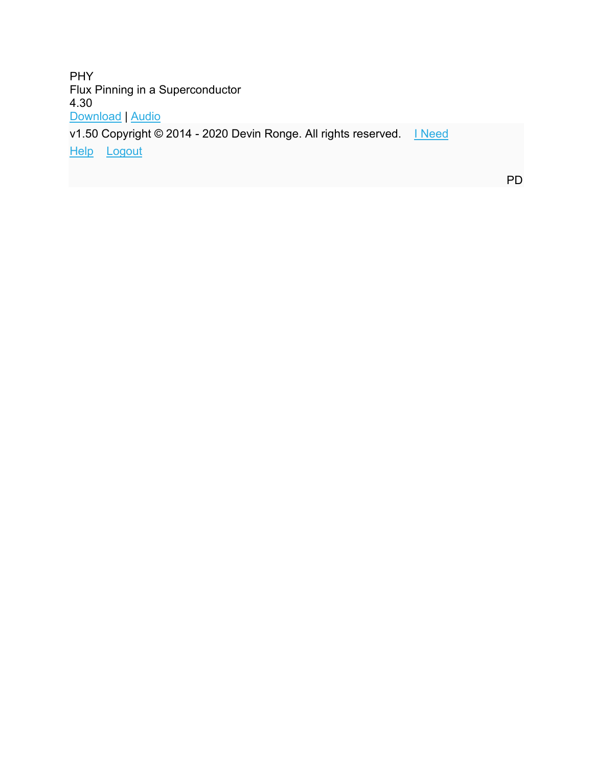PHY
Flux Pinning in a Superconductor
4.30
Download | Audio

v1.50 Copyright © 2014 - 2020 Devin Ronge. All rights reserved. I Need Help Logout

PD